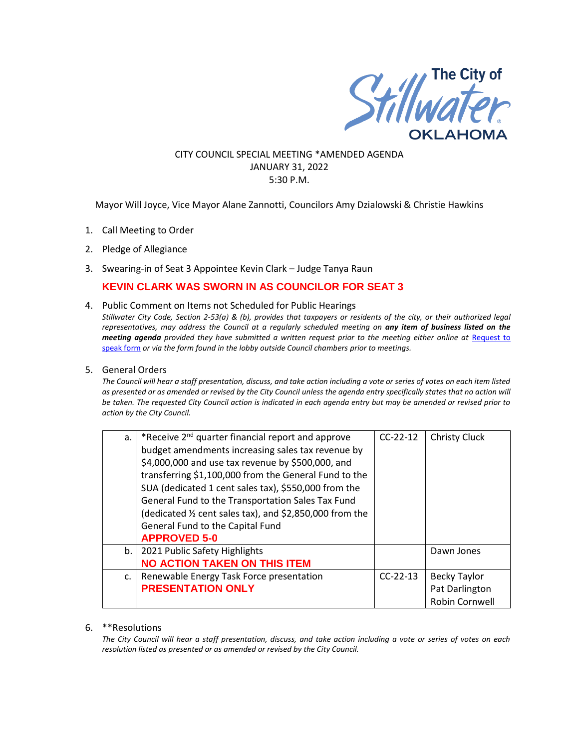The City of Stillwater OKLAHOMA

CITY COUNCIL SPECIAL MEETING *AMENDED AGENDA
JANUARY 31, 2022
5:30 P.M.

Mayor Will Joyce, Vice Mayor Alane Zannotti, Councilors Amy Dzialowski & Christie Hawkins

1. Call Meeting to Order
2. Pledge of Allegiance
3. Swearing-in of Seat 3 Appointee Kevin Clark – Judge Tanya Raun

   **KEVIN CLARK WAS SWORN IN AS COUNCILOR FOR SEAT 3**

4. Public Comment on Items not Scheduled for Public Hearings

   *Stillwater City Code, Section 2-53(a) & (b), provides that taxpayers or residents of the city, or their authorized legal representatives, may address the Council at a regularly scheduled meeting on **any item of business listed on the meeting agenda** provided they have submitted a written request prior to the meeting either online at [Request to speak form] or via the form found in the lobby outside Council chambers prior to meetings.*

5. General Orders

   *The Council will hear a staff presentation, discuss, and take action including a vote or series of votes on each item listed as presented or as amended or revised by the City Council unless the agenda entry specifically states that no action will be taken. The requested City Council action is indicated in each agenda entry but may be amended or revised prior to action by the City Council.*

| | | | |
|---|---|---|---|
| a. | *Receive 2nd quarter financial report and approve budget amendments increasing sales tax revenue by $4,000,000 and use tax revenue by $500,000, and transferring $1,100,000 from the General Fund to the SUA (dedicated 1 cent sales tax), $550,000 from the General Fund to the Transportation Sales Tax Fund (dedicated ½ cent sales tax), and $2,850,000 from the General Fund to the Capital Fund **APPROVED 5-0** | CC-22-12 | Christy Cluck |
| b. | 2021 Public Safety Highlights **NO ACTION TAKEN ON THIS ITEM** | | Dawn Jones |
| c. | Renewable Energy Task Force presentation **PRESENTATION ONLY** | CC-22-13 | Becky Taylor Pat Darlington Robin Cornwell |

6. **Resolutions

   *The City Council will hear a staff presentation, discuss, and take action including a vote or series of votes on each resolution listed as presented or as amended or revised by the City Council.*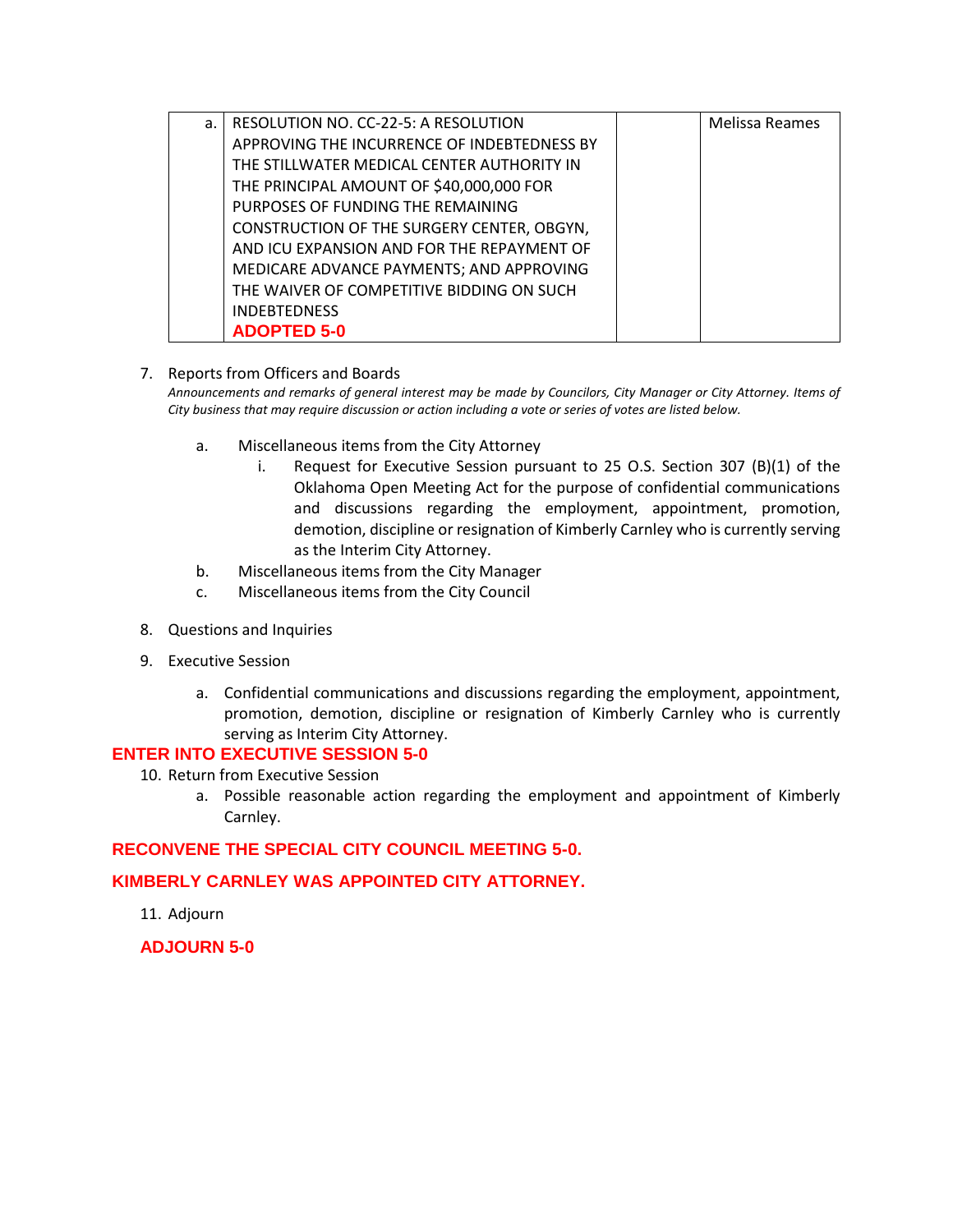| | | | |
|---|---|---|---|
| a. | RESOLUTION NO. CC-22-5: A RESOLUTION APPROVING THE INCURRENCE OF INDEBTEDNESS BY THE STILLWATER MEDICAL CENTER AUTHORITY IN THE PRINCIPAL AMOUNT OF $40,000,000 FOR PURPOSES OF FUNDING THE REMAINING CONSTRUCTION OF THE SURGERY CENTER, OBGYN, AND ICU EXPANSION AND FOR THE REPAYMENT OF MEDICARE ADVANCE PAYMENTS; AND APPROVING THE WAIVER OF COMPETITIVE BIDDING ON SUCH INDEBTEDNESS **ADOPTED 5-0** | | Melissa Reames |

7. Reports from Officers and Boards
   *Announcements and remarks of general interest may be made by Councilors, City Manager or City Attorney. Items of City business that may require discussion or action including a vote or series of votes are listed below.*

   a. Miscellaneous items from the City Attorney
      i. Request for Executive Session pursuant to 25 O.S. Section 307 (B)(1) of the Oklahoma Open Meeting Act for the purpose of confidential communications and discussions regarding the employment, appointment, promotion, demotion, discipline or resignation of Kimberly Carnley who is currently serving as the Interim City Attorney.
   b. Miscellaneous items from the City Manager
   c. Miscellaneous items from the City Council

8. Questions and Inquiries

9. Executive Session

   a. Confidential communications and discussions regarding the employment, appointment, promotion, demotion, discipline or resignation of Kimberly Carnley who is currently serving as Interim City Attorney.

**ENTER INTO EXECUTIVE SESSION 5-0**

10. Return from Executive Session
    a. Possible reasonable action regarding the employment and appointment of Kimberly Carnley.

**RECONVENE THE SPECIAL CITY COUNCIL MEETING 5-0.**

**KIMBERLY CARNLEY WAS APPOINTED CITY ATTORNEY.**

11. Adjourn

**ADJOURN 5-0**